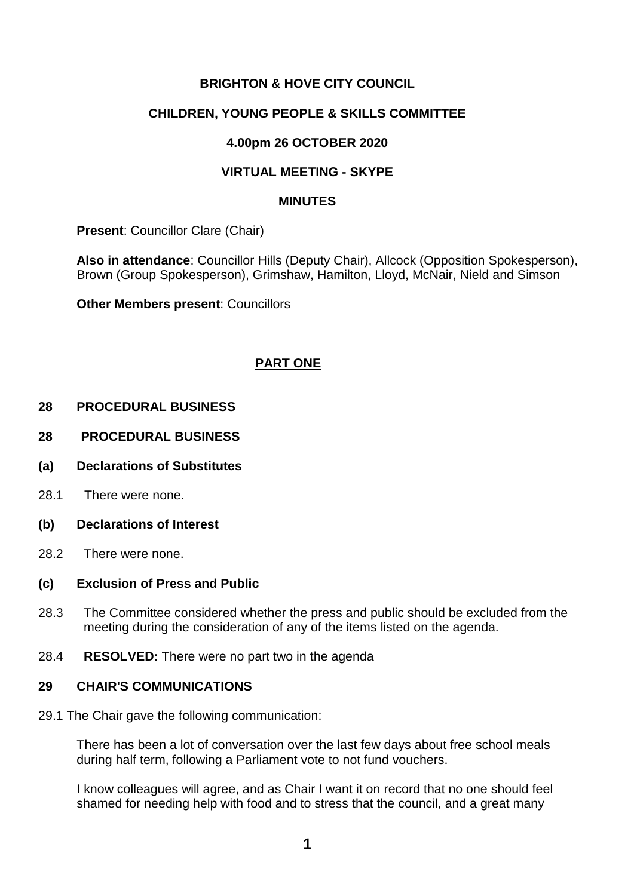**BRIGHTON & HOVE CITY COUNCIL**

**CHILDREN, YOUNG PEOPLE & SKILLS COMMITTEE**

**4.00pm 26 OCTOBER 2020**

**VIRTUAL MEETING - SKYPE**

**MINUTES**

**Present**: Councillor Clare (Chair)

**Also in attendance**: Councillor Hills (Deputy Chair), Allcock (Opposition Spokesperson), Brown (Group Spokesperson), Grimshaw, Hamilton, Lloyd, McNair, Nield and Simson

**Other Members present**: Councillors

**PART ONE**

**28 PROCEDURAL BUSINESS**

**28 PROCEDURAL BUSINESS**

**(a) Declarations of Substitutes**

28.1 There were none.

**(b) Declarations of Interest**

28.2 There were none.

**(c) Exclusion of Press and Public**

28.3 The Committee considered whether the press and public should be excluded from the meeting during the consideration of any of the items listed on the agenda.

28.4 **RESOLVED:** There were no part two in the agenda

**29 CHAIR'S COMMUNICATIONS**

29.1 The Chair gave the following communication:

There has been a lot of conversation over the last few days about free school meals during half term, following a Parliament vote to not fund vouchers.

I know colleagues will agree, and as Chair I want it on record that no one should feel shamed for needing help with food and to stress that the council, and a great many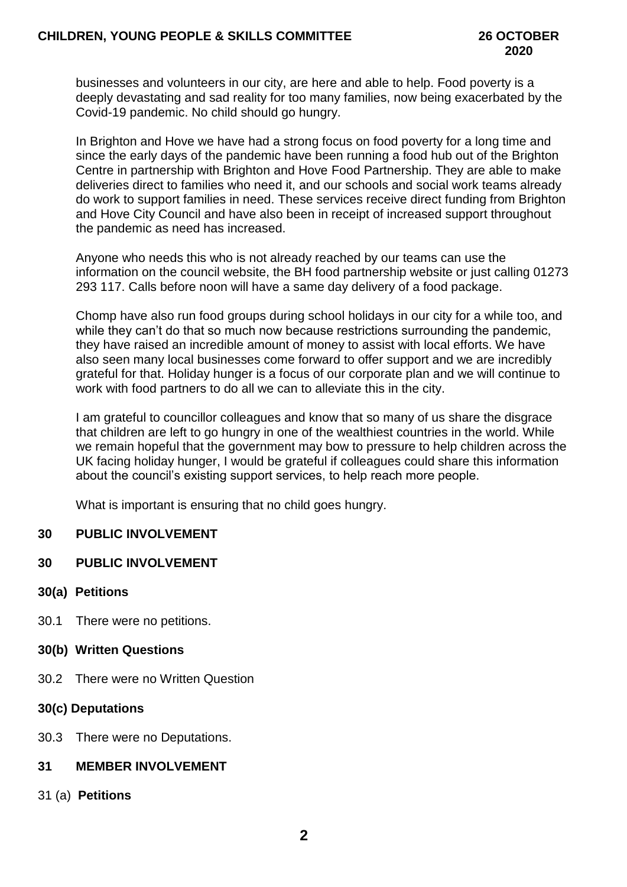businesses and volunteers in our city, are here and able to help. Food poverty is a deeply devastating and sad reality for too many families, now being exacerbated by the Covid-19 pandemic. No child should go hungry.

In Brighton and Hove we have had a strong focus on food poverty for a long time and since the early days of the pandemic have been running a food hub out of the Brighton Centre in partnership with Brighton and Hove Food Partnership. They are able to make deliveries direct to families who need it, and our schools and social work teams already do work to support families in need. These services receive direct funding from Brighton and Hove City Council and have also been in receipt of increased support throughout the pandemic as need has increased.

Anyone who needs this who is not already reached by our teams can use the information on the council website, the BH food partnership website or just calling 01273 293 117. Calls before noon will have a same day delivery of a food package.

Chomp have also run food groups during school holidays in our city for a while too, and while they can't do that so much now because restrictions surrounding the pandemic, they have raised an incredible amount of money to assist with local efforts. We have also seen many local businesses come forward to offer support and we are incredibly grateful for that. Holiday hunger is a focus of our corporate plan and we will continue to work with food partners to do all we can to alleviate this in the city.

I am grateful to councillor colleagues and know that so many of us share the disgrace that children are left to go hungry in one of the wealthiest countries in the world. While we remain hopeful that the government may bow to pressure to help children across the UK facing holiday hunger, I would be grateful if colleagues could share this information about the council's existing support services, to help reach more people.

What is important is ensuring that no child goes hungry.

## 30 PUBLIC INVOLVEMENT

## 30 PUBLIC INVOLVEMENT

### 30(a) Petitions

30.1 There were no petitions.

### 30(b) Written Questions

30.2 There were no Written Question

### 30(c) Deputations

30.3 There were no Deputations.

## 31 MEMBER INVOLVEMENT

### 31 (a) Petitions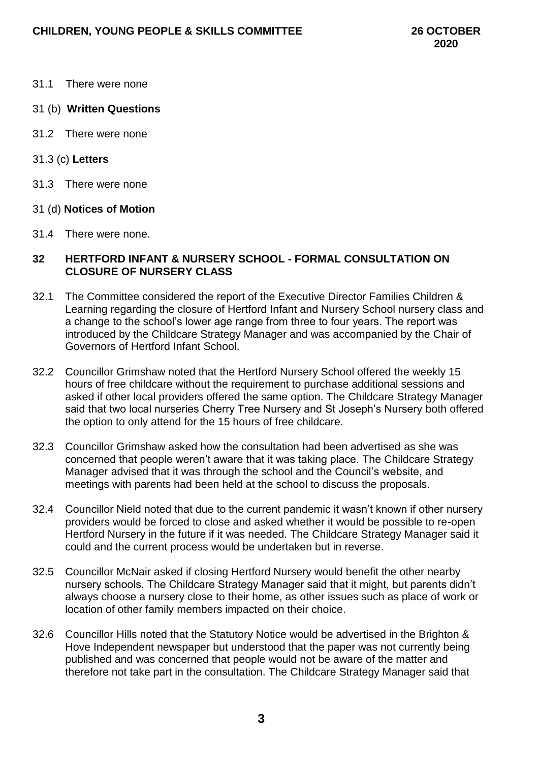31.1 There were none

31 (b) **Written Questions**

31.2 There were none

31.3 (c) **Letters**

31.3 There were none

31 (d) **Notices of Motion**

31.4 There were none.

## 32 HERTFORD INFANT & NURSERY SCHOOL - FORMAL CONSULTATION ON CLOSURE OF NURSERY CLASS

32.1 The Committee considered the report of the Executive Director Families Children & Learning regarding the closure of Hertford Infant and Nursery School nursery class and a change to the school's lower age range from three to four years. The report was introduced by the Childcare Strategy Manager and was accompanied by the Chair of Governors of Hertford Infant School.

32.2 Councillor Grimshaw noted that the Hertford Nursery School offered the weekly 15 hours of free childcare without the requirement to purchase additional sessions and asked if other local providers offered the same option. The Childcare Strategy Manager said that two local nurseries Cherry Tree Nursery and St Joseph's Nursery both offered the option to only attend for the 15 hours of free childcare.

32.3 Councillor Grimshaw asked how the consultation had been advertised as she was concerned that people weren't aware that it was taking place. The Childcare Strategy Manager advised that it was through the school and the Council's website, and meetings with parents had been held at the school to discuss the proposals.

32.4 Councillor Nield noted that due to the current pandemic it wasn't known if other nursery providers would be forced to close and asked whether it would be possible to re-open Hertford Nursery in the future if it was needed. The Childcare Strategy Manager said it could and the current process would be undertaken but in reverse.

32.5 Councillor McNair asked if closing Hertford Nursery would benefit the other nearby nursery schools. The Childcare Strategy Manager said that it might, but parents didn't always choose a nursery close to their home, as other issues such as place of work or location of other family members impacted on their choice.

32.6 Councillor Hills noted that the Statutory Notice would be advertised in the Brighton & Hove Independent newspaper but understood that the paper was not currently being published and was concerned that people would not be aware of the matter and therefore not take part in the consultation. The Childcare Strategy Manager said that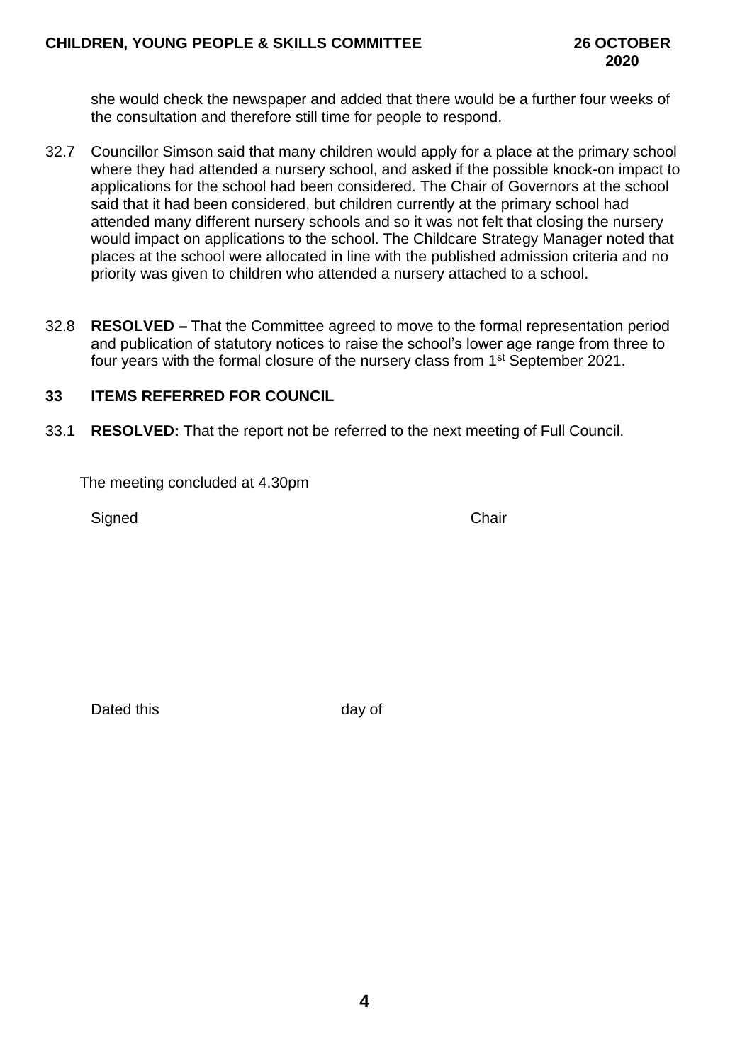she would check the newspaper and added that there would be a further four weeks of the consultation and therefore still time for people to respond.

32.7 Councillor Simson said that many children would apply for a place at the primary school where they had attended a nursery school, and asked if the possible knock-on impact to applications for the school had been considered. The Chair of Governors at the school said that it had been considered, but children currently at the primary school had attended many different nursery schools and so it was not felt that closing the nursery would impact on applications to the school. The Childcare Strategy Manager noted that places at the school were allocated in line with the published admission criteria and no priority was given to children who attended a nursery attached to a school.

32.8 **RESOLVED –** That the Committee agreed to move to the formal representation period and publication of statutory notices to raise the school's lower age range from three to four years with the formal closure of the nursery class from 1st September 2021.

## 33 ITEMS REFERRED FOR COUNCIL

33.1 **RESOLVED:** That the report not be referred to the next meeting of Full Council.

The meeting concluded at 4.30pm

Signed Chair

Dated this day of